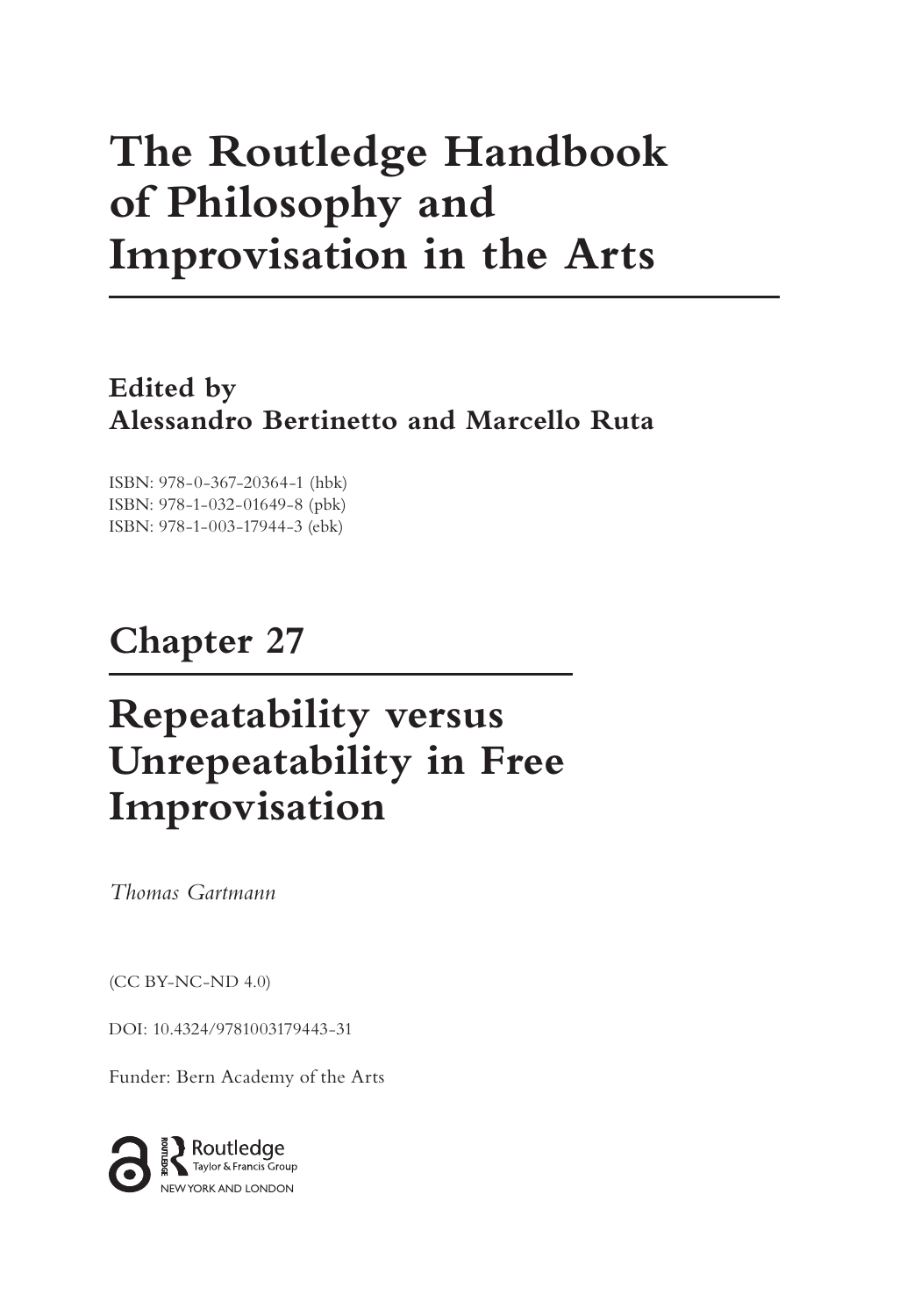# The Routledge Handbook of Philosophy and Improvisation in the Arts

## Edited by Alessandro Bertinetto and Marcello Ruta

ISBN: 978-0-367-20364-1 (hbk)
ISBN: 978-1-032-01649-8 (pbk)
ISBN: 978-1-003-17944-3 (ebk)

## Chapter 27

# Repeatability versus Unrepeatability in Free Improvisation

*Thomas Gartmann*

(CC BY-NC-ND 4.0)

DOI: 10.4324/9781003179443-31

Funder: Bern Academy of the Arts

Routledge
Taylor & Francis Group
NEW YORK AND LONDON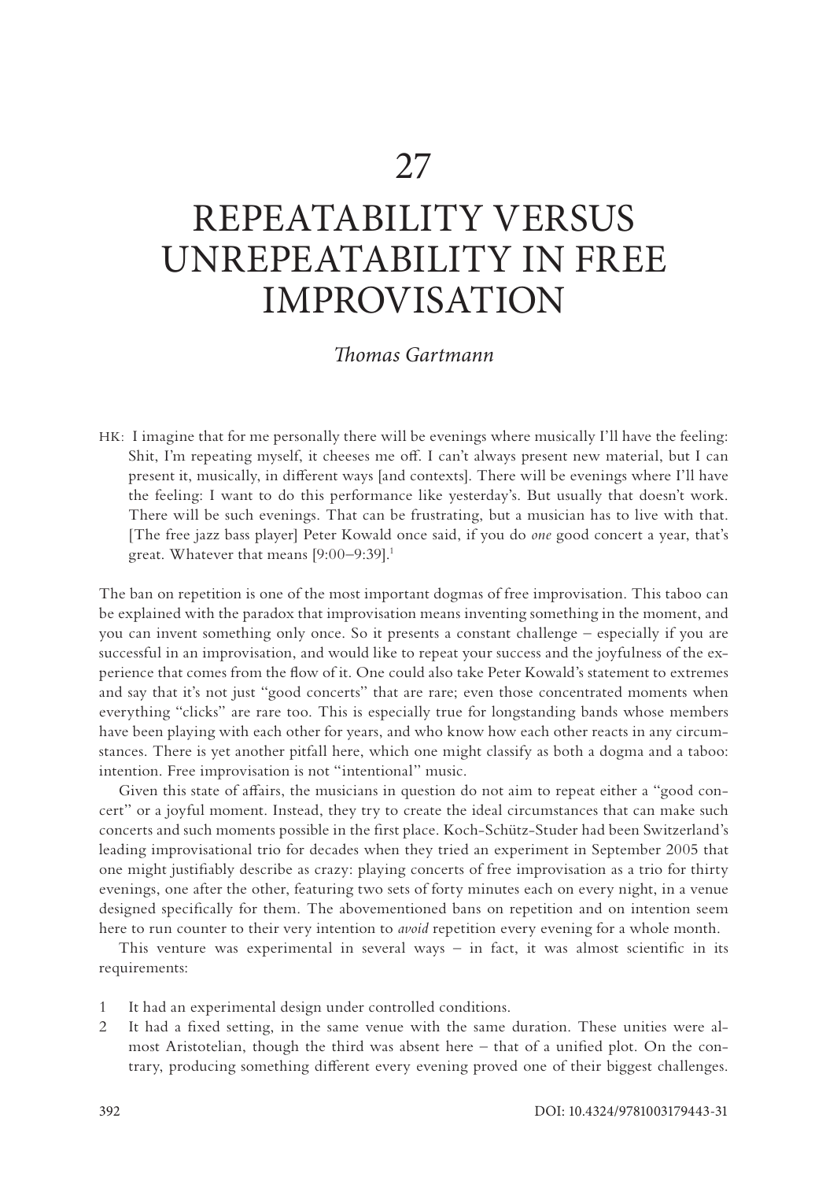# 27

# REPEATABILITY VERSUS UNREPEATABILITY IN FREE IMPROVISATION

*Thomas Gartmann*

HK: I imagine that for me personally there will be evenings where musically I'll have the feeling: Shit, I'm repeating myself, it cheeses me off. I can't always present new material, but I can present it, musically, in different ways [and contexts]. There will be evenings where I'll have the feeling: I want to do this performance like yesterday's. But usually that doesn't work. There will be such evenings. That can be frustrating, but a musician has to live with that. [The free jazz bass player] Peter Kowald once said, if you do *one* good concert a year, that's great. Whatever that means [9:00–9:39].[1]

The ban on repetition is one of the most important dogmas of free improvisation. This taboo can be explained with the paradox that improvisation means inventing something in the moment, and you can invent something only once. So it presents a constant challenge – especially if you are successful in an improvisation, and would like to repeat your success and the joyfulness of the experience that comes from the flow of it. One could also take Peter Kowald's statement to extremes and say that it's not just "good concerts" that are rare; even those concentrated moments when everything "clicks" are rare too. This is especially true for longstanding bands whose members have been playing with each other for years, and who know how each other reacts in any circumstances. There is yet another pitfall here, which one might classify as both a dogma and a taboo: intention. Free improvisation is not "intentional" music.

Given this state of affairs, the musicians in question do not aim to repeat either a "good concert" or a joyful moment. Instead, they try to create the ideal circumstances that can make such concerts and such moments possible in the first place. Koch-Schütz-Studer had been Switzerland's leading improvisational trio for decades when they tried an experiment in September 2005 that one might justifiably describe as crazy: playing concerts of free improvisation as a trio for thirty evenings, one after the other, featuring two sets of forty minutes each on every night, in a venue designed specifically for them. The abovementioned bans on repetition and on intention seem here to run counter to their very intention to *avoid* repetition every evening for a whole month.

This venture was experimental in several ways – in fact, it was almost scientific in its requirements:

1. It had an experimental design under controlled conditions.
2. It had a fixed setting, in the same venue with the same duration. These unities were almost Aristotelian, though the third was absent here – that of a unified plot. On the contrary, producing something different every evening proved one of their biggest challenges.

DOI: 10.4324/9781003179443-31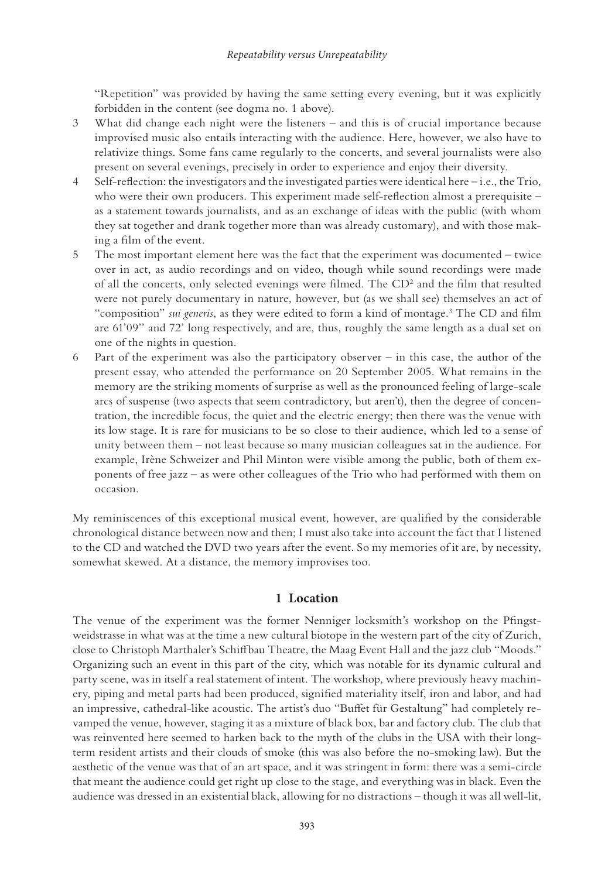"Repetition" was provided by having the same setting every evening, but it was explicitly forbidden in the content (see dogma no. 1 above).

3 What did change each night were the listeners – and this is of crucial importance because improvised music also entails interacting with the audience. Here, however, we also have to relativize things. Some fans came regularly to the concerts, and several journalists were also present on several evenings, precisely in order to experience and enjoy their diversity.

4 Self-reflection: the investigators and the investigated parties were identical here – i.e., the Trio, who were their own producers. This experiment made self-reflection almost a prerequisite – as a statement towards journalists, and as an exchange of ideas with the public (with whom they sat together and drank together more than was already customary), and with those making a film of the event.

5 The most important element here was the fact that the experiment was documented – twice over in act, as audio recordings and on video, though while sound recordings were made of all the concerts, only selected evenings were filmed. The CD[2] and the film that resulted were not purely documentary in nature, however, but (as we shall see) themselves an act of "composition" *sui generis*, as they were edited to form a kind of montage.[3] The CD and film are 61'09" and 72' long respectively, and are, thus, roughly the same length as a dual set on one of the nights in question.

6 Part of the experiment was also the participatory observer – in this case, the author of the present essay, who attended the performance on 20 September 2005. What remains in the memory are the striking moments of surprise as well as the pronounced feeling of large-scale arcs of suspense (two aspects that seem contradictory, but aren't), then the degree of concentration, the incredible focus, the quiet and the electric energy; then there was the venue with its low stage. It is rare for musicians to be so close to their audience, which led to a sense of unity between them – not least because so many musician colleagues sat in the audience. For example, Irène Schweizer and Phil Minton were visible among the public, both of them exponents of free jazz – as were other colleagues of the Trio who had performed with them on occasion.

My reminiscences of this exceptional musical event, however, are qualified by the considerable chronological distance between now and then; I must also take into account the fact that I listened to the CD and watched the DVD two years after the event. So my memories of it are, by necessity, somewhat skewed. At a distance, the memory improvises too.

## 1 Location

The venue of the experiment was the former Nenniger locksmith's workshop on the Pfingstweidstrasse in what was at the time a new cultural biotope in the western part of the city of Zurich, close to Christoph Marthaler's Schiffbau Theatre, the Maag Event Hall and the jazz club "Moods." Organizing such an event in this part of the city, which was notable for its dynamic cultural and party scene, was in itself a real statement of intent. The workshop, where previously heavy machinery, piping and metal parts had been produced, signified materiality itself, iron and labor, and had an impressive, cathedral-like acoustic. The artist's duo "Buffet für Gestaltung" had completely revamped the venue, however, staging it as a mixture of black box, bar and factory club. The club that was reinvented here seemed to harken back to the myth of the clubs in the USA with their long-term resident artists and their clouds of smoke (this was also before the no-smoking law). But the aesthetic of the venue was that of an art space, and it was stringent in form: there was a semi-circle that meant the audience could get right up close to the stage, and everything was in black. Even the audience was dressed in an existential black, allowing for no distractions – though it was all well-lit,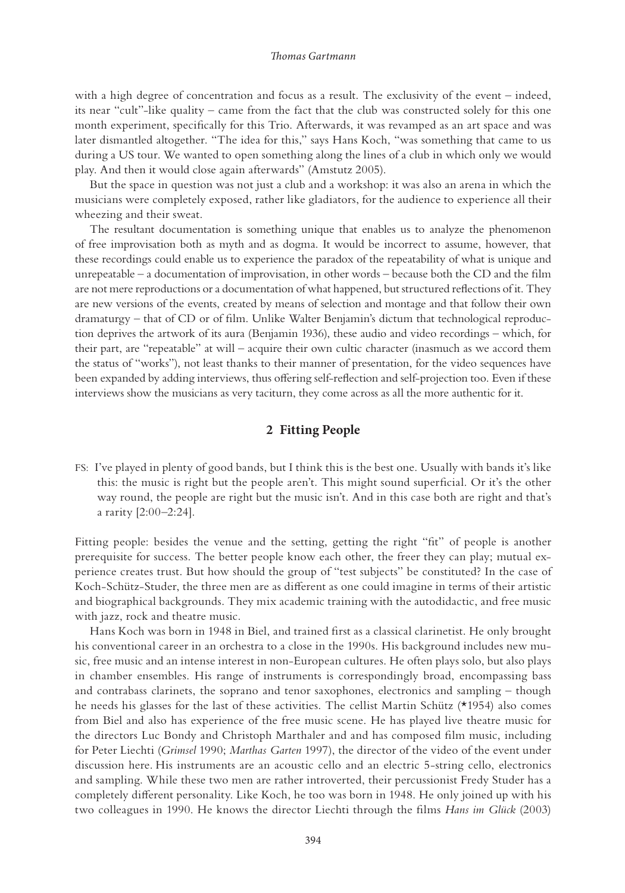with a high degree of concentration and focus as a result. The exclusivity of the event – indeed, its near "cult"-like quality – came from the fact that the club was constructed solely for this one month experiment, specifically for this Trio. Afterwards, it was revamped as an art space and was later dismantled altogether. "The idea for this," says Hans Koch, "was something that came to us during a US tour. We wanted to open something along the lines of a club in which only we would play. And then it would close again afterwards" (Amstutz 2005).

But the space in question was not just a club and a workshop: it was also an arena in which the musicians were completely exposed, rather like gladiators, for the audience to experience all their wheezing and their sweat.

The resultant documentation is something unique that enables us to analyze the phenomenon of free improvisation both as myth and as dogma. It would be incorrect to assume, however, that these recordings could enable us to experience the paradox of the repeatability of what is unique and unrepeatable – a documentation of improvisation, in other words – because both the CD and the film are not mere reproductions or a documentation of what happened, but structured reflections of it. They are new versions of the events, created by means of selection and montage and that follow their own dramaturgy – that of CD or of film. Unlike Walter Benjamin's dictum that technological reproduction deprives the artwork of its aura (Benjamin 1936), these audio and video recordings – which, for their part, are "repeatable" at will – acquire their own cultic character (inasmuch as we accord them the status of "works"), not least thanks to their manner of presentation, for the video sequences have been expanded by adding interviews, thus offering self-reflection and self-projection too. Even if these interviews show the musicians as very taciturn, they come across as all the more authentic for it.

## 2 Fitting People

FS: I've played in plenty of good bands, but I think this is the best one. Usually with bands it's like this: the music is right but the people aren't. This might sound superficial. Or it's the other way round, the people are right but the music isn't. And in this case both are right and that's a rarity [2:00–2:24].

Fitting people: besides the venue and the setting, getting the right "fit" of people is another prerequisite for success. The better people know each other, the freer they can play; mutual experience creates trust. But how should the group of "test subjects" be constituted? In the case of Koch-Schütz-Studer, the three men are as different as one could imagine in terms of their artistic and biographical backgrounds. They mix academic training with the autodidactic, and free music with jazz, rock and theatre music.

Hans Koch was born in 1948 in Biel, and trained first as a classical clarinetist. He only brought his conventional career in an orchestra to a close in the 1990s. His background includes new music, free music and an intense interest in non-European cultures. He often plays solo, but also plays in chamber ensembles. His range of instruments is correspondingly broad, encompassing bass and contrabass clarinets, the soprano and tenor saxophones, electronics and sampling – though he needs his glasses for the last of these activities. The cellist Martin Schütz (*1954) also comes from Biel and also has experience of the free music scene. He has played live theatre music for the directors Luc Bondy and Christoph Marthaler and and has composed film music, including for Peter Liechti (*Grimsel* 1990; *Marthas Garten* 1997), the director of the video of the event under discussion here. His instruments are an acoustic cello and an electric 5-string cello, electronics and sampling. While these two men are rather introverted, their percussionist Fredy Studer has a completely different personality. Like Koch, he too was born in 1948. He only joined up with his two colleagues in 1990. He knows the director Liechti through the films *Hans im Glück* (2003)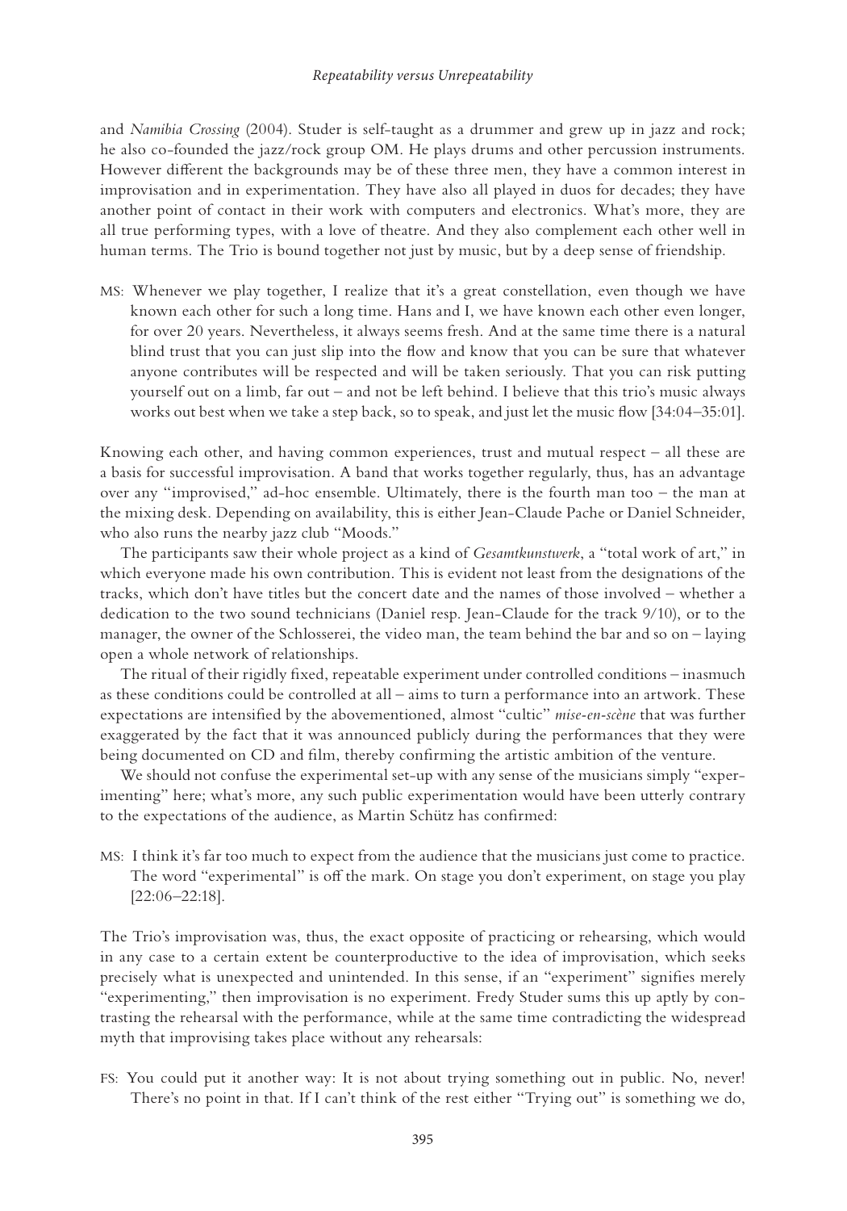and *Namibia Crossing* (2004). Studer is self-taught as a drummer and grew up in jazz and rock; he also co-founded the jazz/rock group OM. He plays drums and other percussion instruments. However different the backgrounds may be of these three men, they have a common interest in improvisation and in experimentation. They have also all played in duos for decades; they have another point of contact in their work with computers and electronics. What's more, they are all true performing types, with a love of theatre. And they also complement each other well in human terms. The Trio is bound together not just by music, but by a deep sense of friendship.

> MS: Whenever we play together, I realize that it's a great constellation, even though we have known each other for such a long time. Hans and I, we have known each other even longer, for over 20 years. Nevertheless, it always seems fresh. And at the same time there is a natural blind trust that you can just slip into the flow and know that you can be sure that whatever anyone contributes will be respected and will be taken seriously. That you can risk putting yourself out on a limb, far out – and not be left behind. I believe that this trio's music always works out best when we take a step back, so to speak, and just let the music flow [34:04–35:01].

Knowing each other, and having common experiences, trust and mutual respect – all these are a basis for successful improvisation. A band that works together regularly, thus, has an advantage over any "improvised," ad-hoc ensemble. Ultimately, there is the fourth man too – the man at the mixing desk. Depending on availability, this is either Jean-Claude Pache or Daniel Schneider, who also runs the nearby jazz club "Moods."

The participants saw their whole project as a kind of *Gesamtkunstwerk*, a "total work of art," in which everyone made his own contribution. This is evident not least from the designations of the tracks, which don't have titles but the concert date and the names of those involved – whether a dedication to the two sound technicians (Daniel resp. Jean-Claude for the track 9/10), or to the manager, the owner of the Schlosserei, the video man, the team behind the bar and so on – laying open a whole network of relationships.

The ritual of their rigidly fixed, repeatable experiment under controlled conditions – inasmuch as these conditions could be controlled at all – aims to turn a performance into an artwork. These expectations are intensified by the abovementioned, almost "cultic" *mise-en-scène* that was further exaggerated by the fact that it was announced publicly during the performances that they were being documented on CD and film, thereby confirming the artistic ambition of the venture.

We should not confuse the experimental set-up with any sense of the musicians simply "experimenting" here; what's more, any such public experimentation would have been utterly contrary to the expectations of the audience, as Martin Schütz has confirmed:

> MS: I think it's far too much to expect from the audience that the musicians just come to practice. The word "experimental" is off the mark. On stage you don't experiment, on stage you play [22:06–22:18].

The Trio's improvisation was, thus, the exact opposite of practicing or rehearsing, which would in any case to a certain extent be counterproductive to the idea of improvisation, which seeks precisely what is unexpected and unintended. In this sense, if an "experiment" signifies merely "experimenting," then improvisation is no experiment. Fredy Studer sums this up aptly by contrasting the rehearsal with the performance, while at the same time contradicting the widespread myth that improvising takes place without any rehearsals:

> FS: You could put it another way: It is not about trying something out in public. No, never! There's no point in that. If I can't think of the rest either "Trying out" is something we do,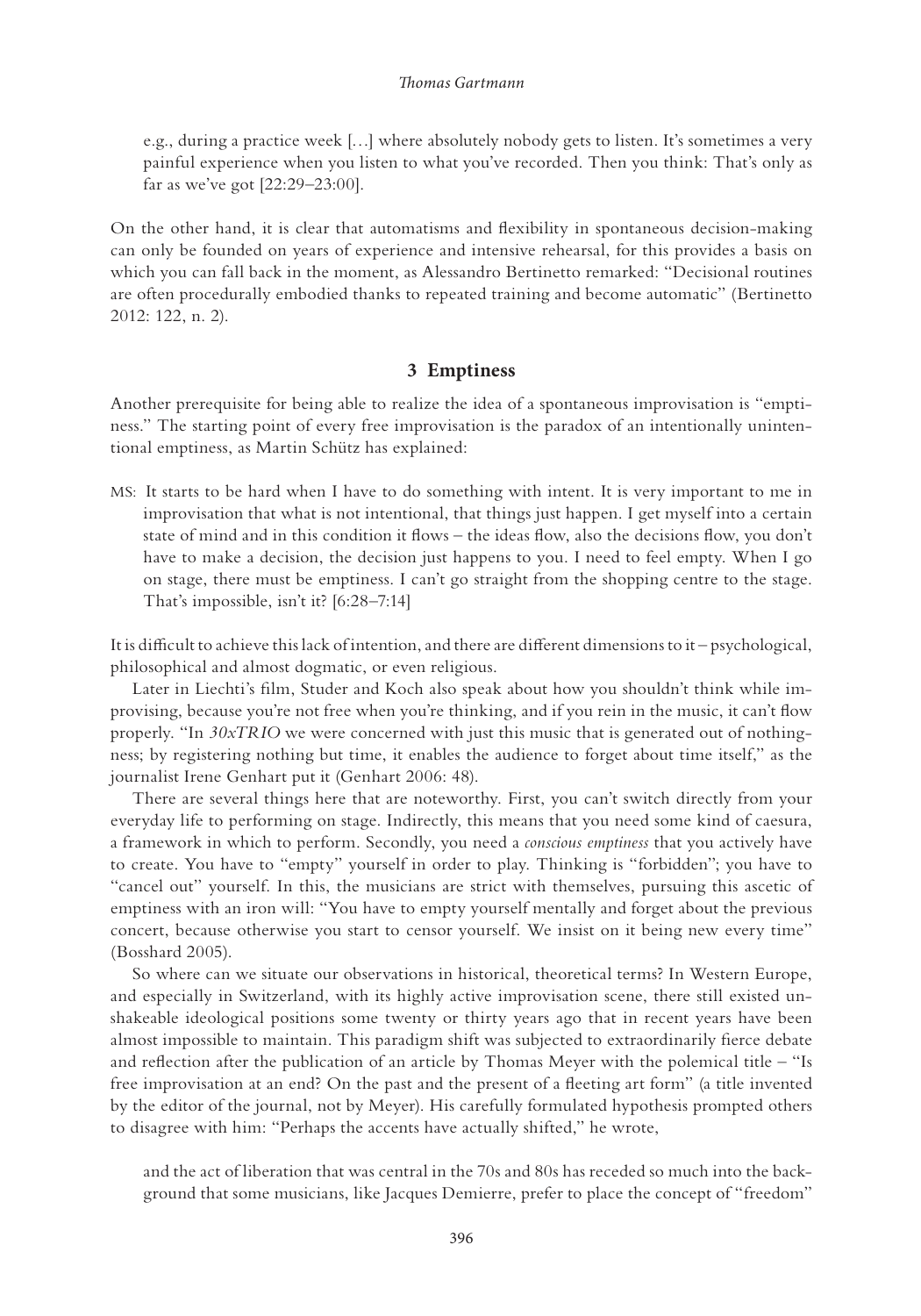> e.g., during a practice week […] where absolutely nobody gets to listen. It's sometimes a very painful experience when you listen to what you've recorded. Then you think: That's only as far as we've got [22:29–23:00].

On the other hand, it is clear that automatisms and flexibility in spontaneous decision-making can only be founded on years of experience and intensive rehearsal, for this provides a basis on which you can fall back in the moment, as Alessandro Bertinetto remarked: "Decisional routines are often procedurally embodied thanks to repeated training and become automatic" (Bertinetto 2012: 122, n. 2).

## 3 Emptiness

Another prerequisite for being able to realize the idea of a spontaneous improvisation is "emptiness." The starting point of every free improvisation is the paradox of an intentionally unintentional emptiness, as Martin Schütz has explained:

> MS: It starts to be hard when I have to do something with intent. It is very important to me in improvisation that what is not intentional, that things just happen. I get myself into a certain state of mind and in this condition it flows – the ideas flow, also the decisions flow, you don't have to make a decision, the decision just happens to you. I need to feel empty. When I go on stage, there must be emptiness. I can't go straight from the shopping centre to the stage. That's impossible, isn't it? [6:28–7:14]

It is difficult to achieve this lack of intention, and there are different dimensions to it – psychological, philosophical and almost dogmatic, or even religious.

Later in Liechti's film, Studer and Koch also speak about how you shouldn't think while improvising, because you're not free when you're thinking, and if you rein in the music, it can't flow properly. "In *30xTRIO* we were concerned with just this music that is generated out of nothingness; by registering nothing but time, it enables the audience to forget about time itself," as the journalist Irene Genhart put it (Genhart 2006: 48).

There are several things here that are noteworthy. First, you can't switch directly from your everyday life to performing on stage. Indirectly, this means that you need some kind of caesura, a framework in which to perform. Secondly, you need a *conscious emptiness* that you actively have to create. You have to "empty" yourself in order to play. Thinking is "forbidden"; you have to "cancel out" yourself. In this, the musicians are strict with themselves, pursuing this ascetic of emptiness with an iron will: "You have to empty yourself mentally and forget about the previous concert, because otherwise you start to censor yourself. We insist on it being new every time" (Bosshard 2005).

So where can we situate our observations in historical, theoretical terms? In Western Europe, and especially in Switzerland, with its highly active improvisation scene, there still existed unshakeable ideological positions some twenty or thirty years ago that in recent years have been almost impossible to maintain. This paradigm shift was subjected to extraordinarily fierce debate and reflection after the publication of an article by Thomas Meyer with the polemical title – "Is free improvisation at an end? On the past and the present of a fleeting art form" (a title invented by the editor of the journal, not by Meyer). His carefully formulated hypothesis prompted others to disagree with him: "Perhaps the accents have actually shifted," he wrote,

> and the act of liberation that was central in the 70s and 80s has receded so much into the background that some musicians, like Jacques Demierre, prefer to place the concept of "freedom"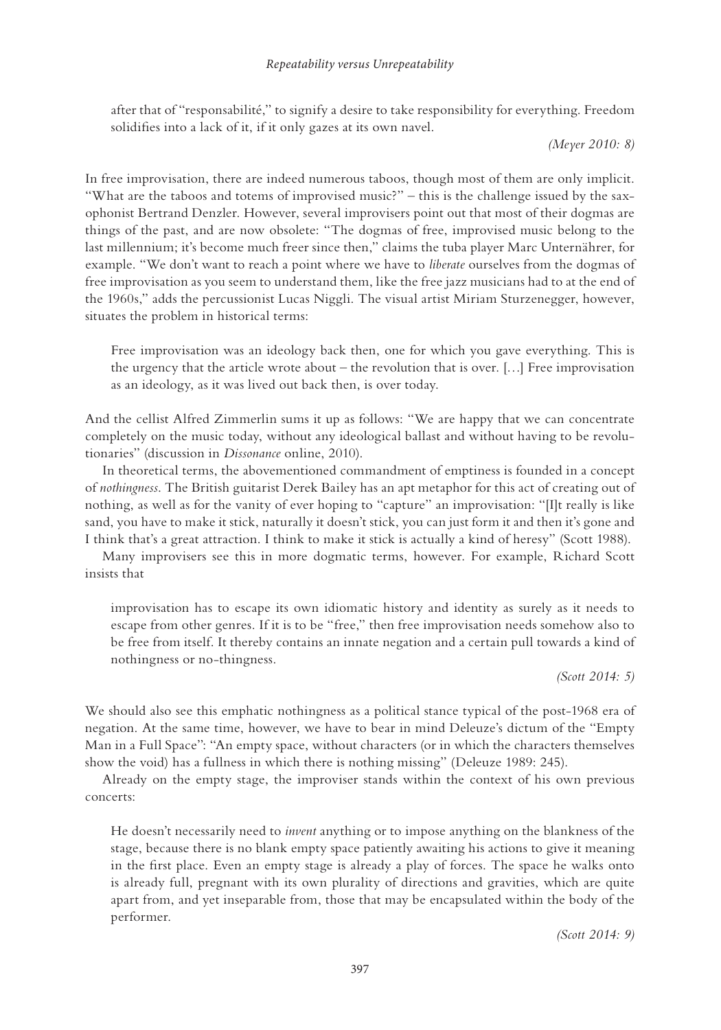after that of "responsabilité," to signify a desire to take responsibility for everything. Freedom solidifies into a lack of it, if it only gazes at its own navel.

> *(Meyer 2010: 8)*

In free improvisation, there are indeed numerous taboos, though most of them are only implicit. "What are the taboos and totems of improvised music?" – this is the challenge issued by the saxophonist Bertrand Denzler. However, several improvisers point out that most of their dogmas are things of the past, and are now obsolete: "The dogmas of free, improvised music belong to the last millennium; it's become much freer since then," claims the tuba player Marc Unternährer, for example. "We don't want to reach a point where we have to *liberate* ourselves from the dogmas of free improvisation as you seem to understand them, like the free jazz musicians had to at the end of the 1960s," adds the percussionist Lucas Niggli. The visual artist Miriam Sturzenegger, however, situates the problem in historical terms:

> Free improvisation was an ideology back then, one for which you gave everything. This is the urgency that the article wrote about – the revolution that is over. […] Free improvisation as an ideology, as it was lived out back then, is over today.

And the cellist Alfred Zimmerlin sums it up as follows: "We are happy that we can concentrate completely on the music today, without any ideological ballast and without having to be revolutionaries" (discussion in *Dissonance* online, 2010).

In theoretical terms, the abovementioned commandment of emptiness is founded in a concept of *nothingness*. The British guitarist Derek Bailey has an apt metaphor for this act of creating out of nothing, as well as for the vanity of ever hoping to "capture" an improvisation: "[I]t really is like sand, you have to make it stick, naturally it doesn't stick, you can just form it and then it's gone and I think that's a great attraction. I think to make it stick is actually a kind of heresy" (Scott 1988).

Many improvisers see this in more dogmatic terms, however. For example, Richard Scott insists that

> improvisation has to escape its own idiomatic history and identity as surely as it needs to escape from other genres. If it is to be "free," then free improvisation needs somehow also to be free from itself. It thereby contains an innate negation and a certain pull towards a kind of nothingness or no-thingness.
>
> *(Scott 2014: 5)*

We should also see this emphatic nothingness as a political stance typical of the post-1968 era of negation. At the same time, however, we have to bear in mind Deleuze's dictum of the "Empty Man in a Full Space": "An empty space, without characters (or in which the characters themselves show the void) has a fullness in which there is nothing missing" (Deleuze 1989: 245).

Already on the empty stage, the improviser stands within the context of his own previous concerts:

> He doesn't necessarily need to *invent* anything or to impose anything on the blankness of the stage, because there is no blank empty space patiently awaiting his actions to give it meaning in the first place. Even an empty stage is already a play of forces. The space he walks onto is already full, pregnant with its own plurality of directions and gravities, which are quite apart from, and yet inseparable from, those that may be encapsulated within the body of the performer.
>
> *(Scott 2014: 9)*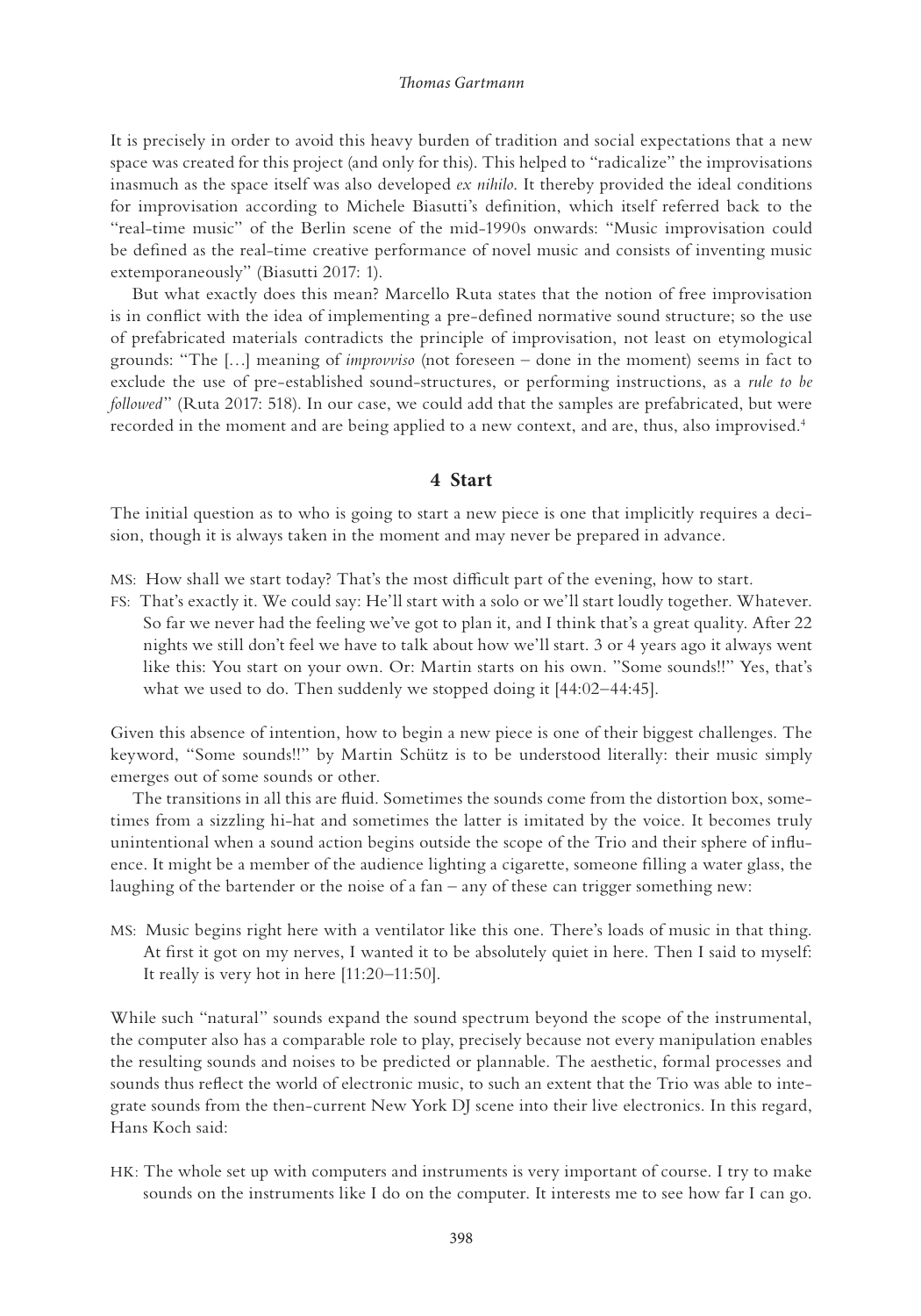It is precisely in order to avoid this heavy burden of tradition and social expectations that a new space was created for this project (and only for this). This helped to "radicalize" the improvisations inasmuch as the space itself was also developed *ex nihilo*. It thereby provided the ideal conditions for improvisation according to Michele Biasutti's definition, which itself referred back to the "real-time music" of the Berlin scene of the mid-1990s onwards: "Music improvisation could be defined as the real-time creative performance of novel music and consists of inventing music extemporaneously" (Biasutti 2017: 1).

But what exactly does this mean? Marcello Ruta states that the notion of free improvisation is in conflict with the idea of implementing a pre-defined normative sound structure; so the use of prefabricated materials contradicts the principle of improvisation, not least on etymological grounds: "The […] meaning of *improvviso* (not foreseen – done in the moment) seems in fact to exclude the use of pre-established sound-structures, or performing instructions, as a *rule to be followed*" (Ruta 2017: 518). In our case, we could add that the samples are prefabricated, but were recorded in the moment and are being applied to a new context, and are, thus, also improvised.[4]

## 4 Start

The initial question as to who is going to start a new piece is one that implicitly requires a decision, though it is always taken in the moment and may never be prepared in advance.

MS: How shall we start today? That's the most difficult part of the evening, how to start.

FS: That's exactly it. We could say: He'll start with a solo or we'll start loudly together. Whatever. So far we never had the feeling we've got to plan it, and I think that's a great quality. After 22 nights we still don't feel we have to talk about how we'll start. 3 or 4 years ago it always went like this: You start on your own. Or: Martin starts on his own. "Some sounds!!" Yes, that's what we used to do. Then suddenly we stopped doing it [44:02–44:45].

Given this absence of intention, how to begin a new piece is one of their biggest challenges. The keyword, "Some sounds!!" by Martin Schütz is to be understood literally: their music simply emerges out of some sounds or other.

The transitions in all this are fluid. Sometimes the sounds come from the distortion box, sometimes from a sizzling hi-hat and sometimes the latter is imitated by the voice. It becomes truly unintentional when a sound action begins outside the scope of the Trio and their sphere of influence. It might be a member of the audience lighting a cigarette, someone filling a water glass, the laughing of the bartender or the noise of a fan – any of these can trigger something new:

MS: Music begins right here with a ventilator like this one. There's loads of music in that thing. At first it got on my nerves, I wanted it to be absolutely quiet in here. Then I said to myself: It really is very hot in here [11:20–11:50].

While such "natural" sounds expand the sound spectrum beyond the scope of the instrumental, the computer also has a comparable role to play, precisely because not every manipulation enables the resulting sounds and noises to be predicted or plannable. The aesthetic, formal processes and sounds thus reflect the world of electronic music, to such an extent that the Trio was able to integrate sounds from the then-current New York DJ scene into their live electronics. In this regard, Hans Koch said:

HK: The whole set up with computers and instruments is very important of course. I try to make sounds on the instruments like I do on the computer. It interests me to see how far I can go.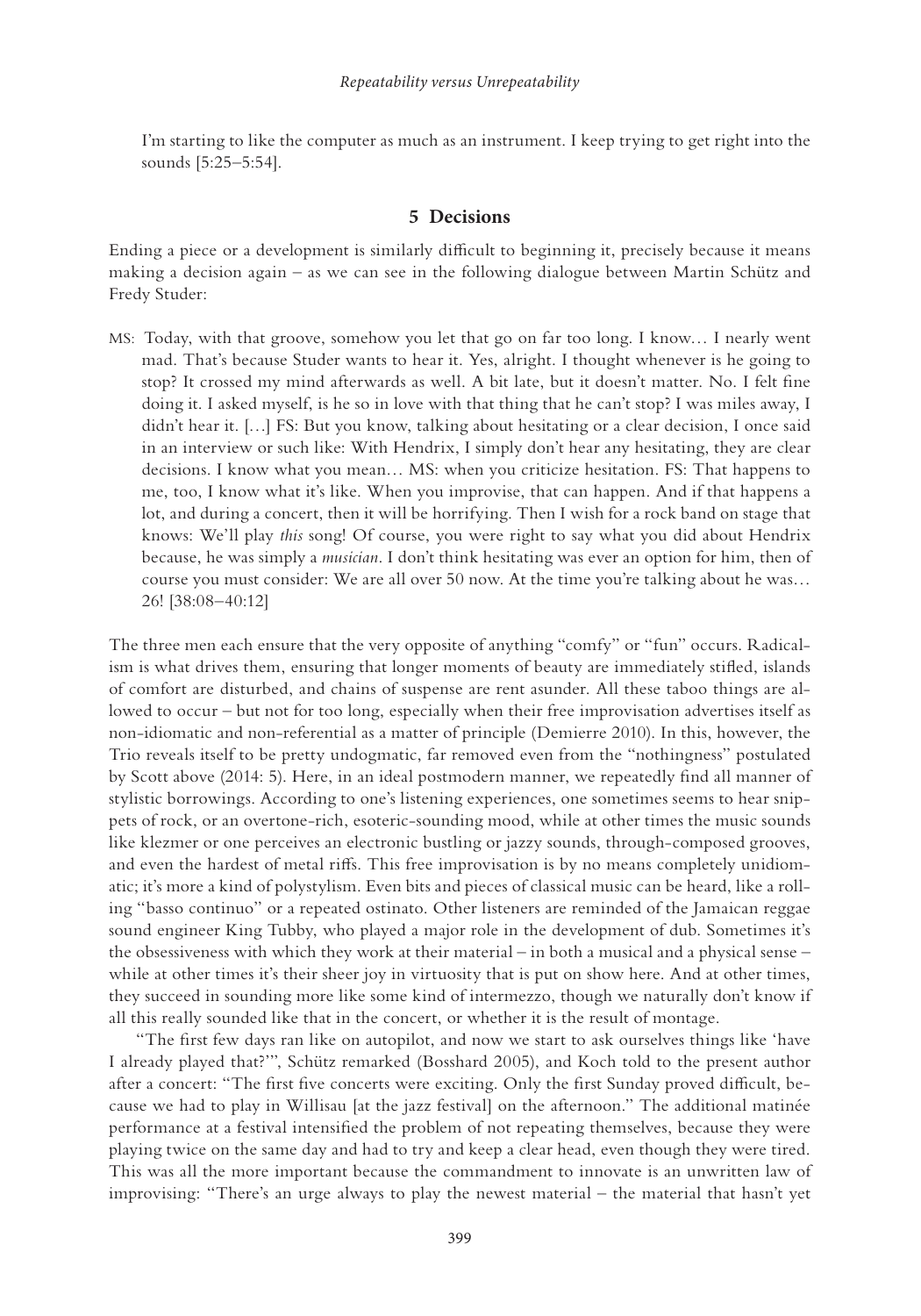I'm starting to like the computer as much as an instrument. I keep trying to get right into the sounds [5:25–5:54].

## 5 Decisions

Ending a piece or a development is similarly difficult to beginning it, precisely because it means making a decision again – as we can see in the following dialogue between Martin Schütz and Fredy Studer:

MS: Today, with that groove, somehow you let that go on far too long. I know… I nearly went mad. That's because Studer wants to hear it. Yes, alright. I thought whenever is he going to stop? It crossed my mind afterwards as well. A bit late, but it doesn't matter. No. I felt fine doing it. I asked myself, is he so in love with that thing that he can't stop? I was miles away, I didn't hear it. […] FS: But you know, talking about hesitating or a clear decision, I once said in an interview or such like: With Hendrix, I simply don't hear any hesitating, they are clear decisions. I know what you mean… MS: when you criticize hesitation. FS: That happens to me, too, I know what it's like. When you improvise, that can happen. And if that happens a lot, and during a concert, then it will be horrifying. Then I wish for a rock band on stage that knows: We'll play *this* song! Of course, you were right to say what you did about Hendrix because, he was simply a *musician*. I don't think hesitating was ever an option for him, then of course you must consider: We are all over 50 now. At the time you're talking about he was… 26! [38:08–40:12]

The three men each ensure that the very opposite of anything "comfy" or "fun" occurs. Radicalism is what drives them, ensuring that longer moments of beauty are immediately stifled, islands of comfort are disturbed, and chains of suspense are rent asunder. All these taboo things are allowed to occur – but not for too long, especially when their free improvisation advertises itself as non-idiomatic and non-referential as a matter of principle (Demierre 2010). In this, however, the Trio reveals itself to be pretty undogmatic, far removed even from the "nothingness" postulated by Scott above (2014: 5). Here, in an ideal postmodern manner, we repeatedly find all manner of stylistic borrowings. According to one's listening experiences, one sometimes seems to hear snippets of rock, or an overtone-rich, esoteric-sounding mood, while at other times the music sounds like klezmer or one perceives an electronic bustling or jazzy sounds, through-composed grooves, and even the hardest of metal riffs. This free improvisation is by no means completely unidiomatic; it's more a kind of polystylism. Even bits and pieces of classical music can be heard, like a rolling "basso continuo" or a repeated ostinato. Other listeners are reminded of the Jamaican reggae sound engineer King Tubby, who played a major role in the development of dub. Sometimes it's the obsessiveness with which they work at their material – in both a musical and a physical sense – while at other times it's their sheer joy in virtuosity that is put on show here. And at other times, they succeed in sounding more like some kind of intermezzo, though we naturally don't know if all this really sounded like that in the concert, or whether it is the result of montage.

"The first few days ran like on autopilot, and now we start to ask ourselves things like 'have I already played that?'", Schütz remarked (Bosshard 2005), and Koch told to the present author after a concert: "The first five concerts were exciting. Only the first Sunday proved difficult, because we had to play in Willisau [at the jazz festival] on the afternoon." The additional matinée performance at a festival intensified the problem of not repeating themselves, because they were playing twice on the same day and had to try and keep a clear head, even though they were tired. This was all the more important because the commandment to innovate is an unwritten law of improvising: "There's an urge always to play the newest material – the material that hasn't yet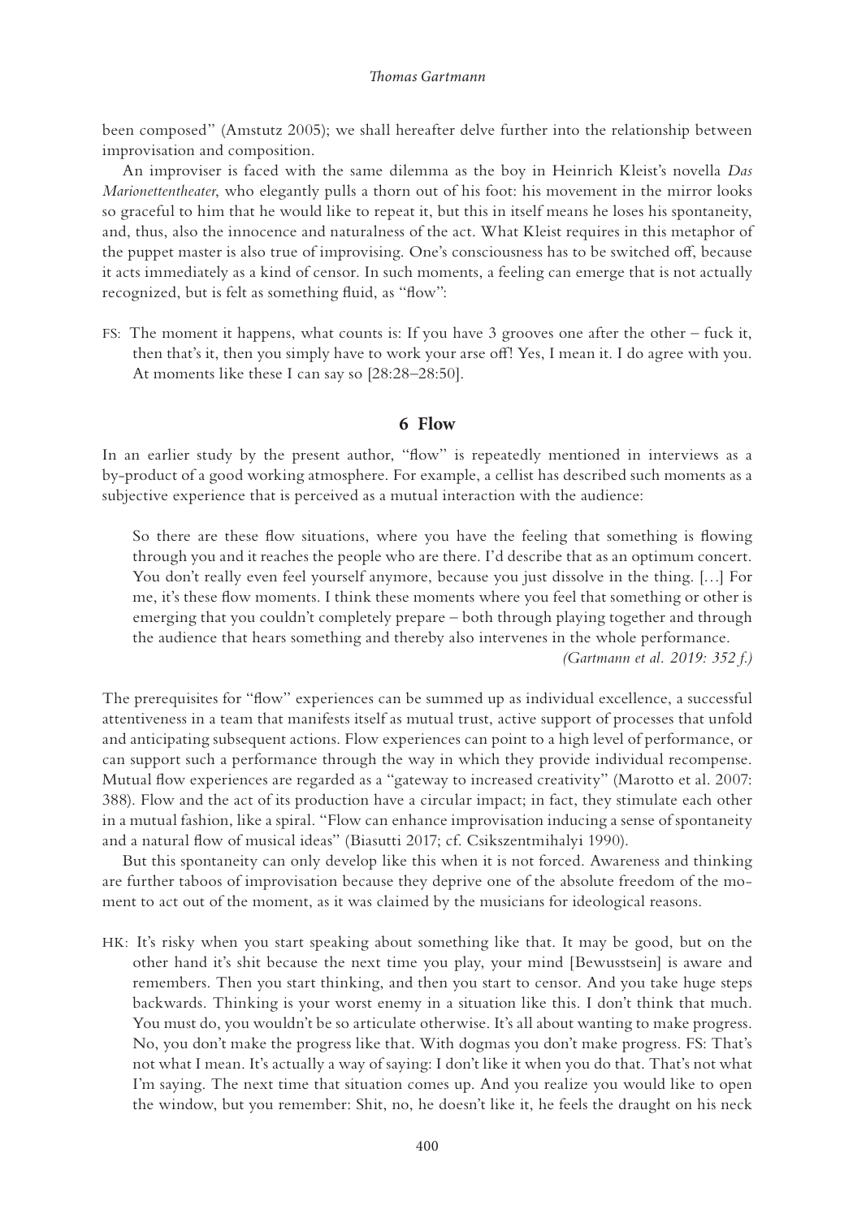been composed" (Amstutz 2005); we shall hereafter delve further into the relationship between improvisation and composition.

An improviser is faced with the same dilemma as the boy in Heinrich Kleist's novella *Das Marionettentheater*, who elegantly pulls a thorn out of his foot: his movement in the mirror looks so graceful to him that he would like to repeat it, but this in itself means he loses his spontaneity, and, thus, also the innocence and naturalness of the act. What Kleist requires in this metaphor of the puppet master is also true of improvising. One's consciousness has to be switched off, because it acts immediately as a kind of censor. In such moments, a feeling can emerge that is not actually recognized, but is felt as something fluid, as "flow":

FS: The moment it happens, what counts is: If you have 3 grooves one after the other – fuck it, then that's it, then you simply have to work your arse off! Yes, I mean it. I do agree with you. At moments like these I can say so [28:28–28:50].

## 6 Flow

In an earlier study by the present author, "flow" is repeatedly mentioned in interviews as a by-product of a good working atmosphere. For example, a cellist has described such moments as a subjective experience that is perceived as a mutual interaction with the audience:

> So there are these flow situations, where you have the feeling that something is flowing through you and it reaches the people who are there. I'd describe that as an optimum concert. You don't really even feel yourself anymore, because you just dissolve in the thing. […] For me, it's these flow moments. I think these moments where you feel that something or other is emerging that you couldn't completely prepare – both through playing together and through the audience that hears something and thereby also intervenes in the whole performance.
> *(Gartmann et al. 2019: 352 f.)*

The prerequisites for "flow" experiences can be summed up as individual excellence, a successful attentiveness in a team that manifests itself as mutual trust, active support of processes that unfold and anticipating subsequent actions. Flow experiences can point to a high level of performance, or can support such a performance through the way in which they provide individual recompense. Mutual flow experiences are regarded as a "gateway to increased creativity" (Marotto et al. 2007: 388). Flow and the act of its production have a circular impact; in fact, they stimulate each other in a mutual fashion, like a spiral. "Flow can enhance improvisation inducing a sense of spontaneity and a natural flow of musical ideas" (Biasutti 2017; cf. Csikszentmihalyi 1990).

But this spontaneity can only develop like this when it is not forced. Awareness and thinking are further taboos of improvisation because they deprive one of the absolute freedom of the moment to act out of the moment, as it was claimed by the musicians for ideological reasons.

HK: It's risky when you start speaking about something like that. It may be good, but on the other hand it's shit because the next time you play, your mind [Bewusstsein] is aware and remembers. Then you start thinking, and then you start to censor. And you take huge steps backwards. Thinking is your worst enemy in a situation like this. I don't think that much. You must do, you wouldn't be so articulate otherwise. It's all about wanting to make progress. No, you don't make the progress like that. With dogmas you don't make progress. FS: That's not what I mean. It's actually a way of saying: I don't like it when you do that. That's not what I'm saying. The next time that situation comes up. And you realize you would like to open the window, but you remember: Shit, no, he doesn't like it, he feels the draught on his neck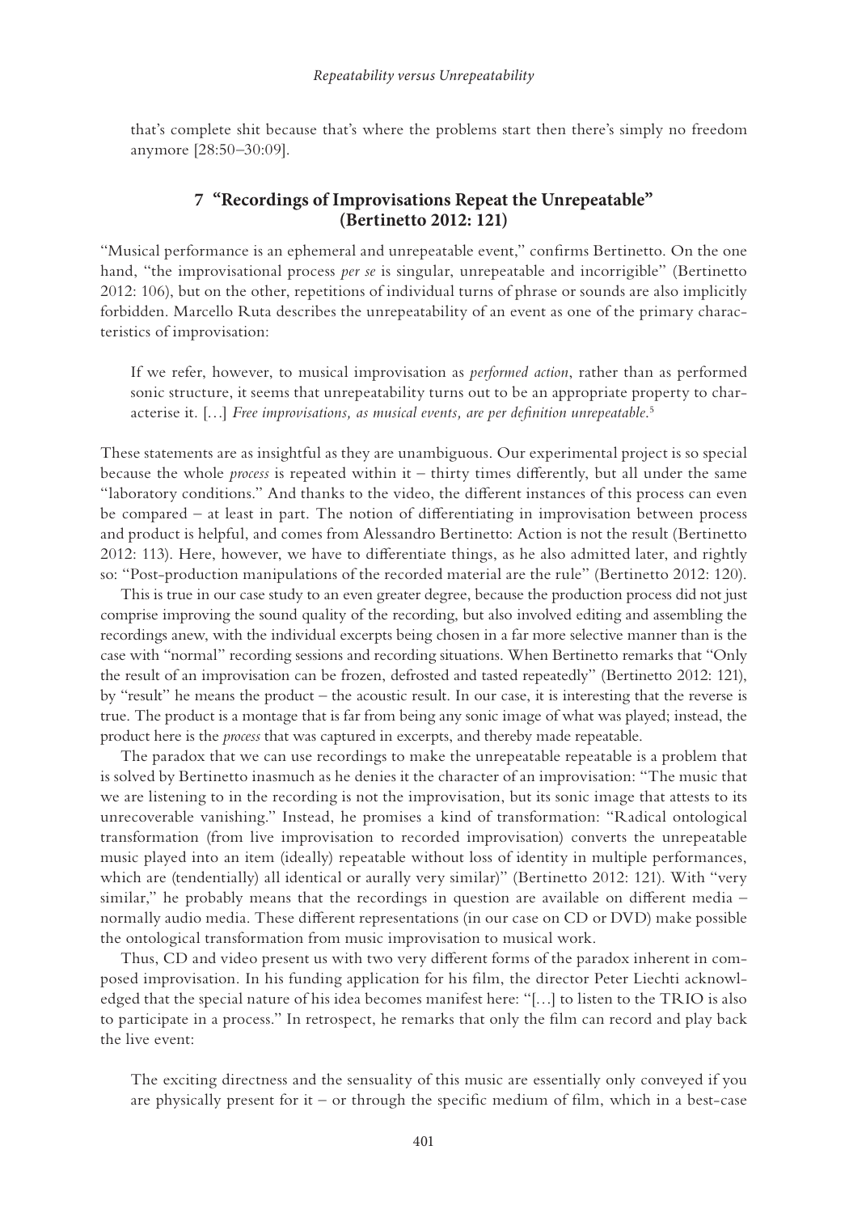that's complete shit because that's where the problems start then there's simply no freedom anymore [28:50–30:09].

## 7 "Recordings of Improvisations Repeat the Unrepeatable" (Bertinetto 2012: 121)

"Musical performance is an ephemeral and unrepeatable event," confirms Bertinetto. On the one hand, "the improvisational process *per se* is singular, unrepeatable and incorrigible" (Bertinetto 2012: 106), but on the other, repetitions of individual turns of phrase or sounds are also implicitly forbidden. Marcello Ruta describes the unrepeatability of an event as one of the primary characteristics of improvisation:

> If we refer, however, to musical improvisation as *performed action*, rather than as performed sonic structure, it seems that unrepeatability turns out to be an appropriate property to characterise it. […] *Free improvisations, as musical events, are per definition unrepeatable*.[5]

These statements are as insightful as they are unambiguous. Our experimental project is so special because the whole *process* is repeated within it – thirty times differently, but all under the same "laboratory conditions." And thanks to the video, the different instances of this process can even be compared – at least in part. The notion of differentiating in improvisation between process and product is helpful, and comes from Alessandro Bertinetto: Action is not the result (Bertinetto 2012: 113). Here, however, we have to differentiate things, as he also admitted later, and rightly so: "Post-production manipulations of the recorded material are the rule" (Bertinetto 2012: 120).

This is true in our case study to an even greater degree, because the production process did not just comprise improving the sound quality of the recording, but also involved editing and assembling the recordings anew, with the individual excerpts being chosen in a far more selective manner than is the case with "normal" recording sessions and recording situations. When Bertinetto remarks that "Only the result of an improvisation can be frozen, defrosted and tasted repeatedly" (Bertinetto 2012: 121), by "result" he means the product – the acoustic result. In our case, it is interesting that the reverse is true. The product is a montage that is far from being any sonic image of what was played; instead, the product here is the *process* that was captured in excerpts, and thereby made repeatable.

The paradox that we can use recordings to make the unrepeatable repeatable is a problem that is solved by Bertinetto inasmuch as he denies it the character of an improvisation: "The music that we are listening to in the recording is not the improvisation, but its sonic image that attests to its unrecoverable vanishing." Instead, he promises a kind of transformation: "Radical ontological transformation (from live improvisation to recorded improvisation) converts the unrepeatable music played into an item (ideally) repeatable without loss of identity in multiple performances, which are (tendentially) all identical or aurally very similar)" (Bertinetto 2012: 121). With "very similar," he probably means that the recordings in question are available on different media – normally audio media. These different representations (in our case on CD or DVD) make possible the ontological transformation from music improvisation to musical work.

Thus, CD and video present us with two very different forms of the paradox inherent in composed improvisation. In his funding application for his film, the director Peter Liechti acknowledged that the special nature of his idea becomes manifest here: "[…] to listen to the TRIO is also to participate in a process." In retrospect, he remarks that only the film can record and play back the live event:

> The exciting directness and the sensuality of this music are essentially only conveyed if you are physically present for it – or through the specific medium of film, which in a best-case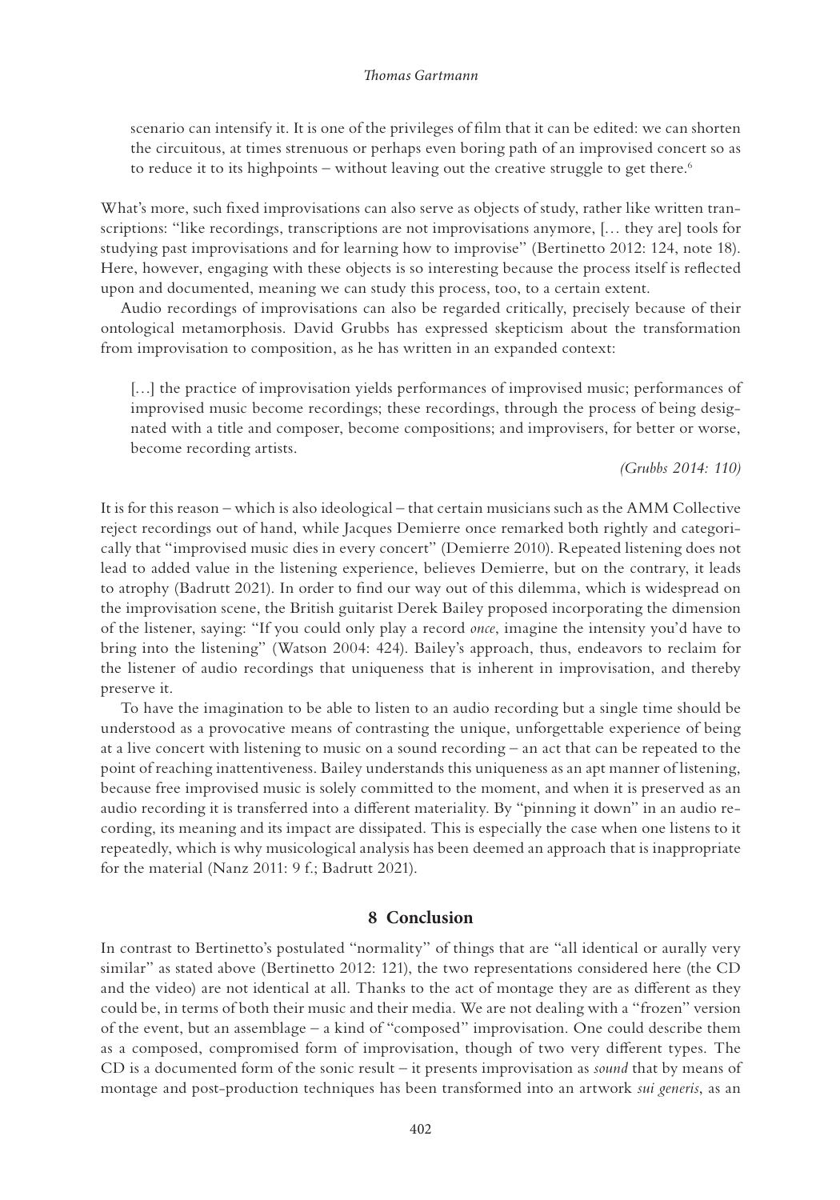scenario can intensify it. It is one of the privileges of film that it can be edited: we can shorten the circuitous, at times strenuous or perhaps even boring path of an improvised concert so as to reduce it to its highpoints – without leaving out the creative struggle to get there.[6]

What's more, such fixed improvisations can also serve as objects of study, rather like written transcriptions: "like recordings, transcriptions are not improvisations anymore, [… they are] tools for studying past improvisations and for learning how to improvise" (Bertinetto 2012: 124, note 18). Here, however, engaging with these objects is so interesting because the process itself is reflected upon and documented, meaning we can study this process, too, to a certain extent.

Audio recordings of improvisations can also be regarded critically, precisely because of their ontological metamorphosis. David Grubbs has expressed skepticism about the transformation from improvisation to composition, as he has written in an expanded context:

> […] the practice of improvisation yields performances of improvised music; performances of improvised music become recordings; these recordings, through the process of being designated with a title and composer, become compositions; and improvisers, for better or worse, become recording artists.
>
> *(Grubbs 2014: 110)*

It is for this reason – which is also ideological – that certain musicians such as the AMM Collective reject recordings out of hand, while Jacques Demierre once remarked both rightly and categorically that "improvised music dies in every concert" (Demierre 2010). Repeated listening does not lead to added value in the listening experience, believes Demierre, but on the contrary, it leads to atrophy (Badrutt 2021). In order to find our way out of this dilemma, which is widespread on the improvisation scene, the British guitarist Derek Bailey proposed incorporating the dimension of the listener, saying: "If you could only play a record *once*, imagine the intensity you'd have to bring into the listening" (Watson 2004: 424). Bailey's approach, thus, endeavors to reclaim for the listener of audio recordings that uniqueness that is inherent in improvisation, and thereby preserve it.

To have the imagination to be able to listen to an audio recording but a single time should be understood as a provocative means of contrasting the unique, unforgettable experience of being at a live concert with listening to music on a sound recording – an act that can be repeated to the point of reaching inattentiveness. Bailey understands this uniqueness as an apt manner of listening, because free improvised music is solely committed to the moment, and when it is preserved as an audio recording it is transferred into a different materiality. By "pinning it down" in an audio recording, its meaning and its impact are dissipated. This is especially the case when one listens to it repeatedly, which is why musicological analysis has been deemed an approach that is inappropriate for the material (Nanz 2011: 9 f.; Badrutt 2021).

## 8 Conclusion

In contrast to Bertinetto's postulated "normality" of things that are "all identical or aurally very similar" as stated above (Bertinetto 2012: 121), the two representations considered here (the CD and the video) are not identical at all. Thanks to the act of montage they are as different as they could be, in terms of both their music and their media. We are not dealing with a "frozen" version of the event, but an assemblage – a kind of "composed" improvisation. One could describe them as a composed, compromised form of improvisation, though of two very different types. The CD is a documented form of the sonic result – it presents improvisation as *sound* that by means of montage and post-production techniques has been transformed into an artwork *sui generis*, as an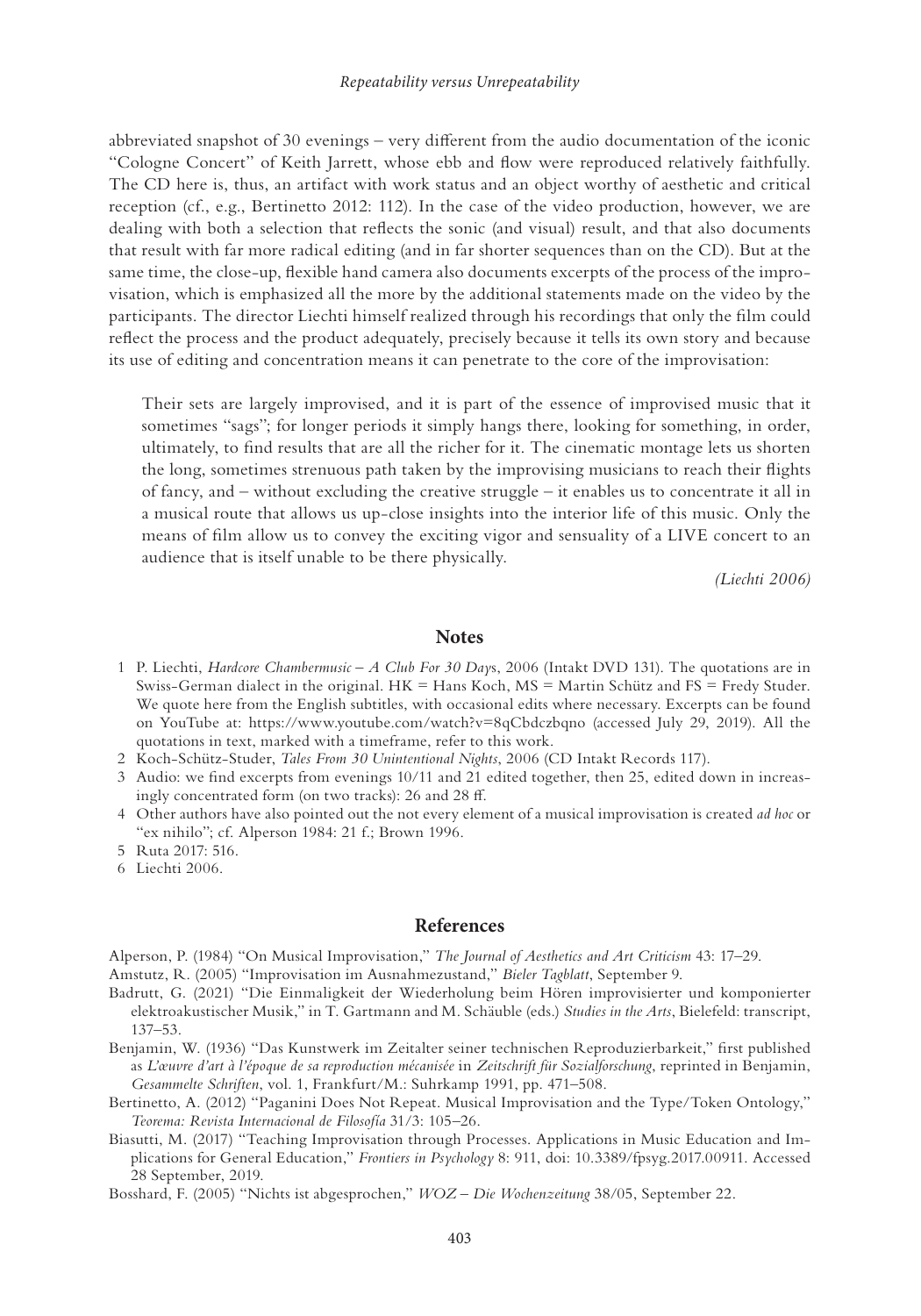abbreviated snapshot of 30 evenings – very different from the audio documentation of the iconic "Cologne Concert" of Keith Jarrett, whose ebb and flow were reproduced relatively faithfully. The CD here is, thus, an artifact with work status and an object worthy of aesthetic and critical reception (cf., e.g., Bertinetto 2012: 112). In the case of the video production, however, we are dealing with both a selection that reflects the sonic (and visual) result, and that also documents that result with far more radical editing (and in far shorter sequences than on the CD). But at the same time, the close-up, flexible hand camera also documents excerpts of the process of the improvisation, which is emphasized all the more by the additional statements made on the video by the participants. The director Liechti himself realized through his recordings that only the film could reflect the process and the product adequately, precisely because it tells its own story and because its use of editing and concentration means it can penetrate to the core of the improvisation:

> Their sets are largely improvised, and it is part of the essence of improvised music that it sometimes "sags"; for longer periods it simply hangs there, looking for something, in order, ultimately, to find results that are all the richer for it. The cinematic montage lets us shorten the long, sometimes strenuous path taken by the improvising musicians to reach their flights of fancy, and – without excluding the creative struggle – it enables us to concentrate it all in a musical route that allows us up-close insights into the interior life of this music. Only the means of film allow us to convey the exciting vigor and sensuality of a LIVE concert to an audience that is itself unable to be there physically.
>
> *(Liechti 2006)*

## Notes

1. P. Liechti, *Hardcore Chambermusic – A Club For 30 Days*, 2006 (Intakt DVD 131). The quotations are in Swiss-German dialect in the original. HK = Hans Koch, MS = Martin Schütz and FS = Fredy Studer. We quote here from the English subtitles, with occasional edits where necessary. Excerpts can be found on YouTube at: https://www.youtube.com/watch?v=8qCbdczbqno (accessed July 29, 2019). All the quotations in text, marked with a timeframe, refer to this work.
2. Koch-Schütz-Studer, *Tales From 30 Unintentional Nights*, 2006 (CD Intakt Records 117).
3. Audio: we find excerpts from evenings 10/11 and 21 edited together, then 25, edited down in increasingly concentrated form (on two tracks): 26 and 28 ff.
4. Other authors have also pointed out the not every element of a musical improvisation is created *ad hoc* or "ex nihilo"; cf. Alperson 1984: 21 f.; Brown 1996.
5. Ruta 2017: 516.
6. Liechti 2006.

## References

Alperson, P. (1984) "On Musical Improvisation," *The Journal of Aesthetics and Art Criticism* 43: 17–29.

Amstutz, R. (2005) "Improvisation im Ausnahmezustand," *Bieler Tagblatt*, September 9.

Badrutt, G. (2021) "Die Einmaligkeit der Wiederholung beim Hören improvisierter und komponierter elektroakustischer Musik," in T. Gartmann and M. Schäuble (eds.) *Studies in the Arts*, Bielefeld: transcript, 137–53.

Benjamin, W. (1936) "Das Kunstwerk im Zeitalter seiner technischen Reproduzierbarkeit," first published as *L'œuvre d'art à l'époque de sa reproduction mécanisée* in *Zeitschrift für Sozialforschung*, reprinted in Benjamin, *Gesammelte Schriften*, vol. 1, Frankfurt/M.: Suhrkamp 1991, pp. 471–508.

Bertinetto, A. (2012) "Paganini Does Not Repeat. Musical Improvisation and the Type/Token Ontology," *Teorema: Revista Internacional de Filosofía* 31/3: 105–26.

Biasutti, M. (2017) "Teaching Improvisation through Processes. Applications in Music Education and Implications for General Education," *Frontiers in Psychology* 8: 911, doi: 10.3389/fpsyg.2017.00911. Accessed 28 September, 2019.

Bosshard, F. (2005) "Nichts ist abgesprochen," *WOZ – Die Wochenzeitung* 38/05, September 22.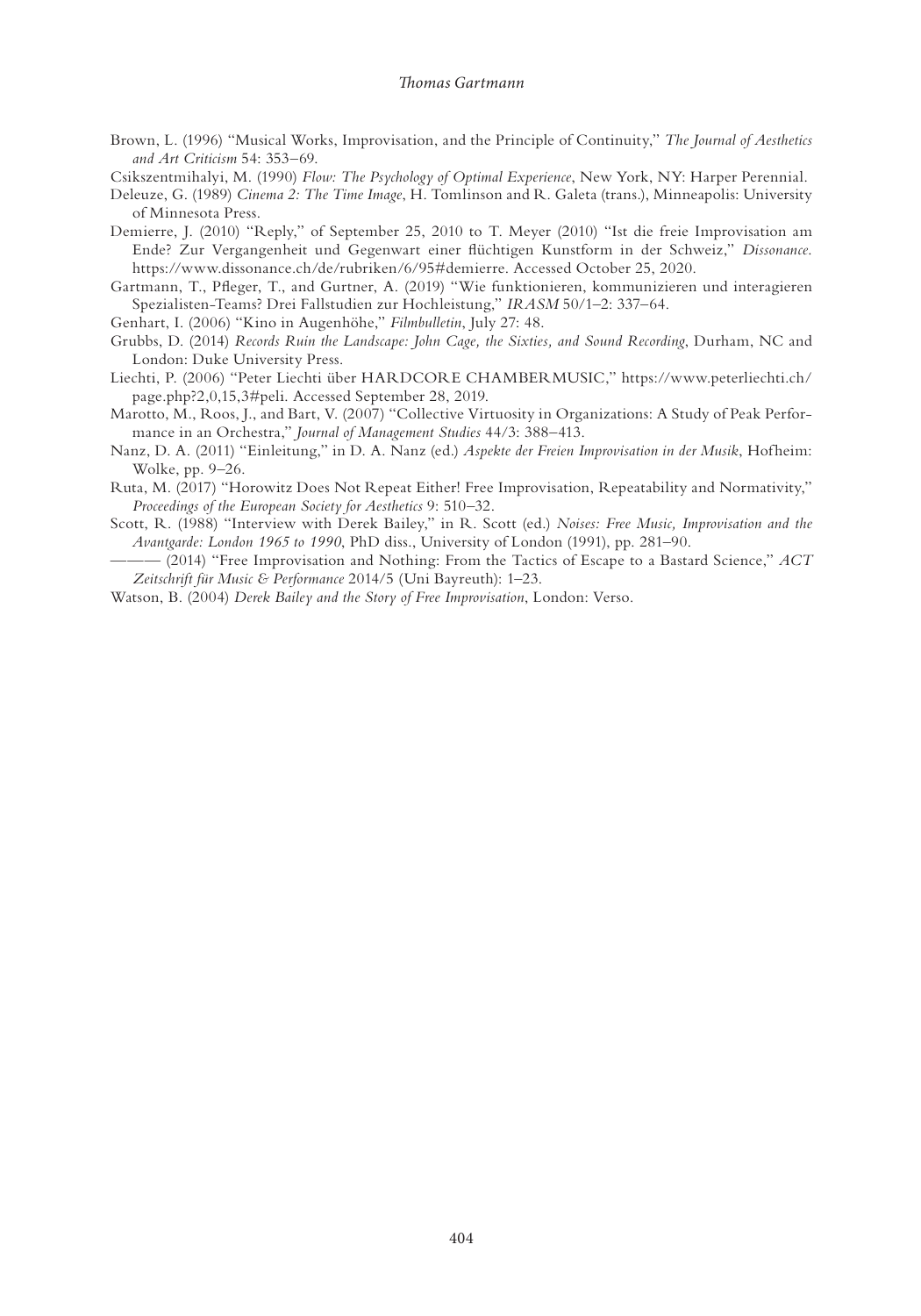Brown, L. (1996) "Musical Works, Improvisation, and the Principle of Continuity," *The Journal of Aesthetics and Art Criticism* 54: 353–69.

Csikszentmihalyi, M. (1990) *Flow: The Psychology of Optimal Experience*, New York, NY: Harper Perennial.

Deleuze, G. (1989) *Cinema 2: The Time Image*, H. Tomlinson and R. Galeta (trans.), Minneapolis: University of Minnesota Press.

Demierre, J. (2010) "Reply," of September 25, 2010 to T. Meyer (2010) "Ist die freie Improvisation am Ende? Zur Vergangenheit und Gegenwart einer flüchtigen Kunstform in der Schweiz," *Dissonance*. https://www.dissonance.ch/de/rubriken/6/95#demierre. Accessed October 25, 2020.

Gartmann, T., Pfleger, T., and Gurtner, A. (2019) "Wie funktionieren, kommunizieren und interagieren Spezialisten-Teams? Drei Fallstudien zur Hochleistung," *IRASM* 50/1–2: 337–64.

Genhart, I. (2006) "Kino in Augenhöhe," *Filmbulletin*, July 27: 48.

Grubbs, D. (2014) *Records Ruin the Landscape: John Cage, the Sixties, and Sound Recording*, Durham, NC and London: Duke University Press.

Liechti, P. (2006) "Peter Liechti über HARDCORE CHAMBERMUSIC," https://www.peterliechti.ch/page.php?2,0,15,3#peli. Accessed September 28, 2019.

Marotto, M., Roos, J., and Bart, V. (2007) "Collective Virtuosity in Organizations: A Study of Peak Performance in an Orchestra," *Journal of Management Studies* 44/3: 388–413.

Nanz, D. A. (2011) "Einleitung," in D. A. Nanz (ed.) *Aspekte der Freien Improvisation in der Musik*, Hofheim: Wolke, pp. 9–26.

Ruta, M. (2017) "Horowitz Does Not Repeat Either! Free Improvisation, Repeatability and Normativity," *Proceedings of the European Society for Aesthetics* 9: 510–32.

Scott, R. (1988) "Interview with Derek Bailey," in R. Scott (ed.) *Noises: Free Music, Improvisation and the Avantgarde: London 1965 to 1990*, PhD diss., University of London (1991), pp. 281–90.

——— (2014) "Free Improvisation and Nothing: From the Tactics of Escape to a Bastard Science," *ACT Zeitschrift für Music & Performance* 2014/5 (Uni Bayreuth): 1–23.

Watson, B. (2004) *Derek Bailey and the Story of Free Improvisation*, London: Verso.